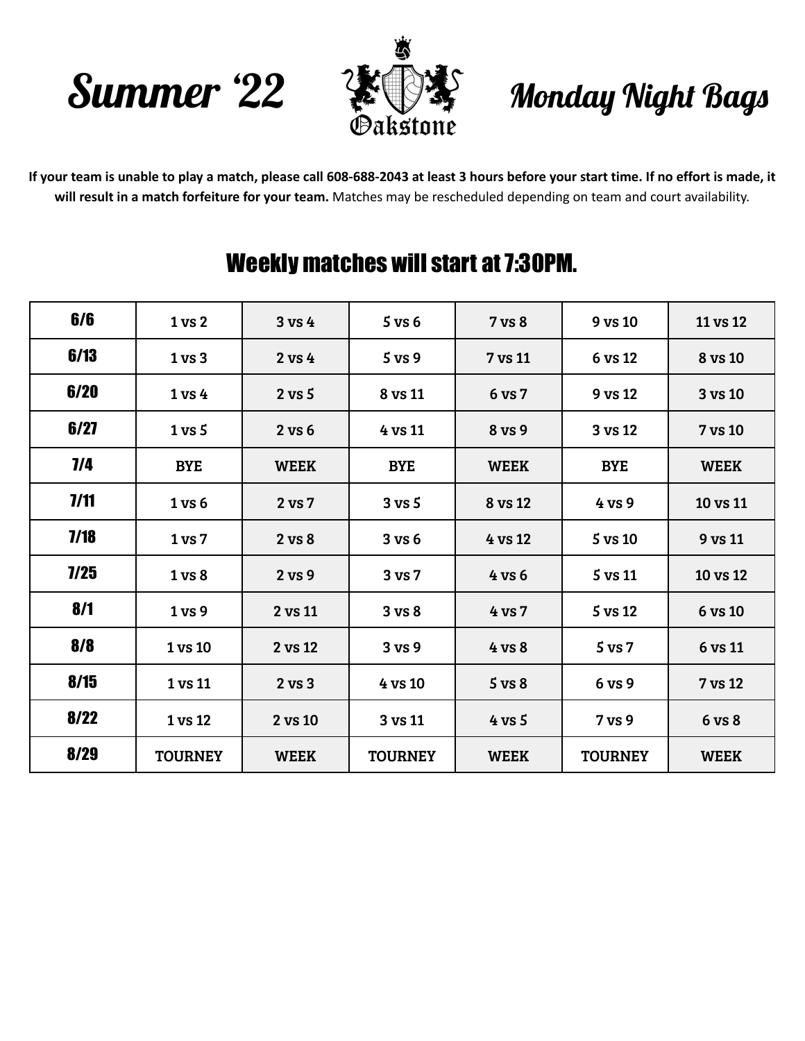# Summer '22

Oakstone

# Monday Night Bags

**If your team is unable to play a match, please call 608-688-2043 at least 3 hours before your start time. If no effort is made, it will result in a match forfeiture for your team.** Matches may be rescheduled depending on team and court availability.

## Weekly matches will start at 7:30PM.

| Date | | | | | | |
|---|---|---|---|---|---|---|
| 6/6 | 1 vs 2 | 3 vs 4 | 5 vs 6 | 7 vs 8 | 9 vs 10 | 11 vs 12 |
| 6/13 | 1 vs 3 | 2 vs 4 | 5 vs 9 | 7 vs 11 | 6 vs 12 | 8 vs 10 |
| 6/20 | 1 vs 4 | 2 vs 5 | 8 vs 11 | 6 vs 7 | 9 vs 12 | 3 vs 10 |
| 6/27 | 1 vs 5 | 2 vs 6 | 4 vs 11 | 8 vs 9 | 3 vs 12 | 7 vs 10 |
| 7/4 | BYE | WEEK | BYE | WEEK | BYE | WEEK |
| 7/11 | 1 vs 6 | 2 vs 7 | 3 vs 5 | 8 vs 12 | 4 vs 9 | 10 vs 11 |
| 7/18 | 1 vs 7 | 2 vs 8 | 3 vs 6 | 4 vs 12 | 5 vs 10 | 9 vs 11 |
| 7/25 | 1 vs 8 | 2 vs 9 | 3 vs 7 | 4 vs 6 | 5 vs 11 | 10 vs 12 |
| 8/1 | 1 vs 9 | 2 vs 11 | 3 vs 8 | 4 vs 7 | 5 vs 12 | 6 vs 10 |
| 8/8 | 1 vs 10 | 2 vs 12 | 3 vs 9 | 4 vs 8 | 5 vs 7 | 6 vs 11 |
| 8/15 | 1 vs 11 | 2 vs 3 | 4 vs 10 | 5 vs 8 | 6 vs 9 | 7 vs 12 |
| 8/22 | 1 vs 12 | 2 vs 10 | 3 vs 11 | 4 vs 5 | 7 vs 9 | 6 vs 8 |
| 8/29 | TOURNEY | WEEK | TOURNEY | WEEK | TOURNEY | WEEK |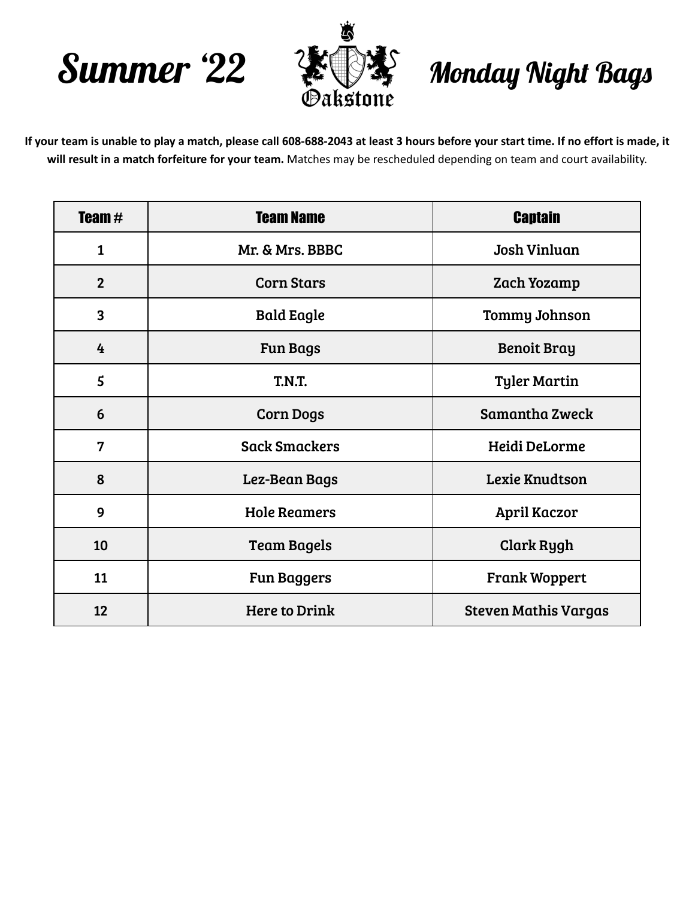# Summer '22 Oakstone Monday Night Bags

**If your team is unable to play a match, please call 608-688-2043 at least 3 hours before your start time. If no effort is made, it will result in a match forfeiture for your team.** Matches may be rescheduled depending on team and court availability.

| Team # | Team Name | Captain |
|---|---|---|
| 1 | Mr. & Mrs. BBBC | Josh Vinluan |
| 2 | Corn Stars | Zach Yozamp |
| 3 | Bald Eagle | Tommy Johnson |
| 4 | Fun Bags | Benoit Bray |
| 5 | T.N.T. | Tyler Martin |
| 6 | Corn Dogs | Samantha Zweck |
| 7 | Sack Smackers | Heidi DeLorme |
| 8 | Lez-Bean Bags | Lexie Knudtson |
| 9 | Hole Reamers | April Kaczor |
| 10 | Team Bagels | Clark Rygh |
| 11 | Fun Baggers | Frank Woppert |
| 12 | Here to Drink | Steven Mathis Vargas |